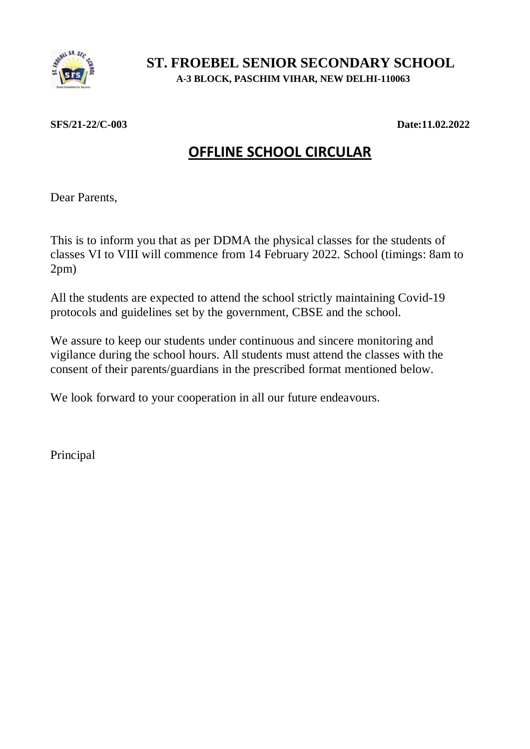# ST. FROEBEL SENIOR SECONDARY SCHOOL

**A-3 BLOCK, PASCHIM VIHAR, NEW DELHI-110063**

**SFS/21-22/C-003** **Date:11.02.2022**

## OFFLINE SCHOOL CIRCULAR

Dear Parents,

This is to inform you that as per DDMA the physical classes for the students of classes VI to VIII will commence from 14 February 2022. School (timings: 8am to 2pm)

All the students are expected to attend the school strictly maintaining Covid-19 protocols and guidelines set by the government, CBSE and the school.

We assure to keep our students under continuous and sincere monitoring and vigilance during the school hours. All students must attend the classes with the consent of their parents/guardians in the prescribed format mentioned below.

We look forward to your cooperation in all our future endeavours.

Principal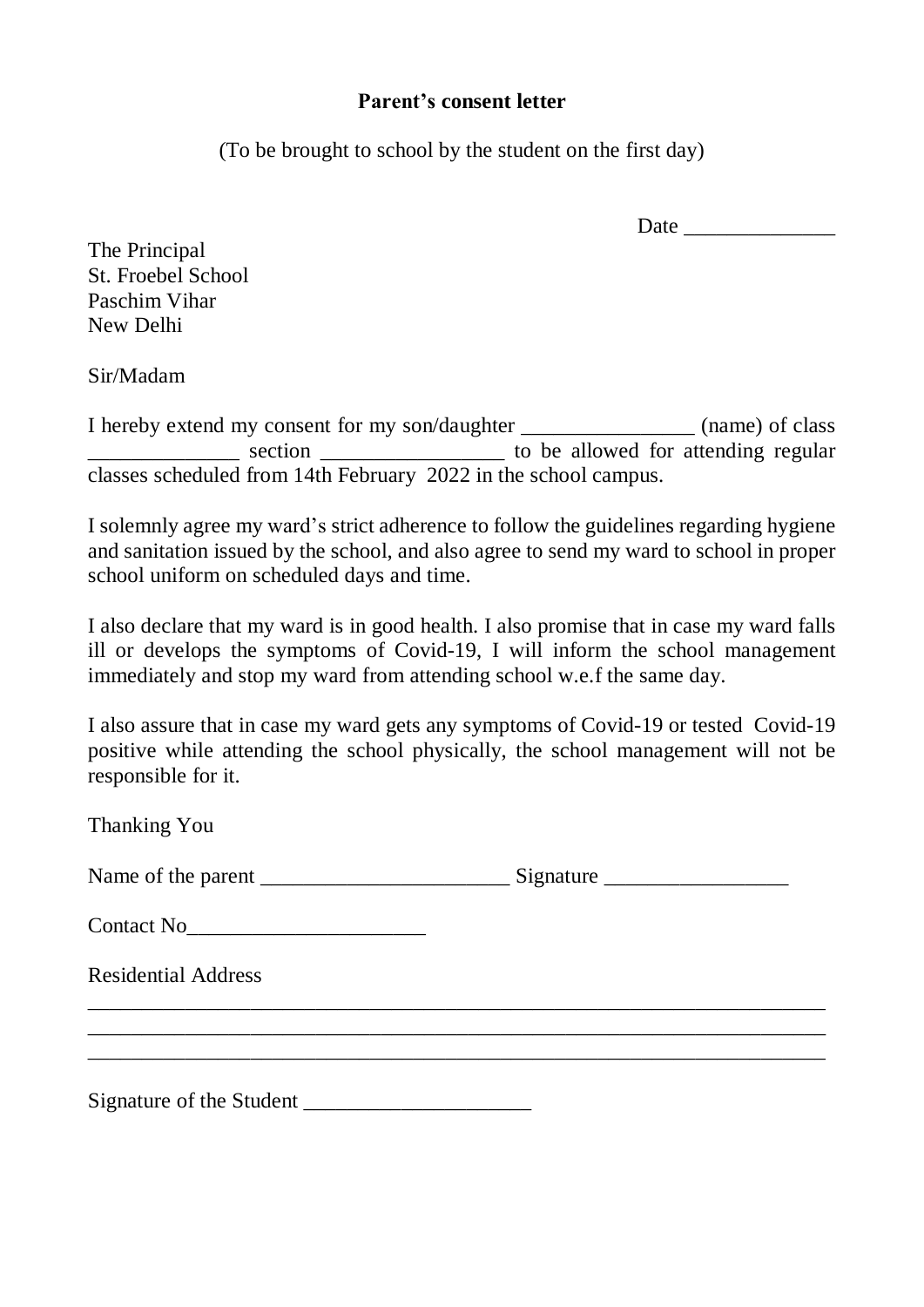**Parent's consent letter**

(To be brought to school by the student on the first day)

Date ______________

The Principal
St. Froebel School
Paschim Vihar
New Delhi

Sir/Madam

I hereby extend my consent for my son/daughter ________________ (name) of class ______________ section _________________ to be allowed for attending regular classes scheduled from 14th February 2022 in the school campus.

I solemnly agree my ward's strict adherence to follow the guidelines regarding hygiene and sanitation issued by the school, and also agree to send my ward to school in proper school uniform on scheduled days and time.

I also declare that my ward is in good health. I also promise that in case my ward falls ill or develops the symptoms of Covid-19, I will inform the school management immediately and stop my ward from attending school w.e.f the same day.

I also assure that in case my ward gets any symptoms of Covid-19 or tested Covid-19 positive while attending the school physically, the school management will not be responsible for it.

Thanking You

Name of the parent _______________________ Signature _________________

Contact No______________________

Residential Address

_______________________________________________________________________

_______________________________________________________________________

_______________________________________________________________________

Signature of the Student _____________________